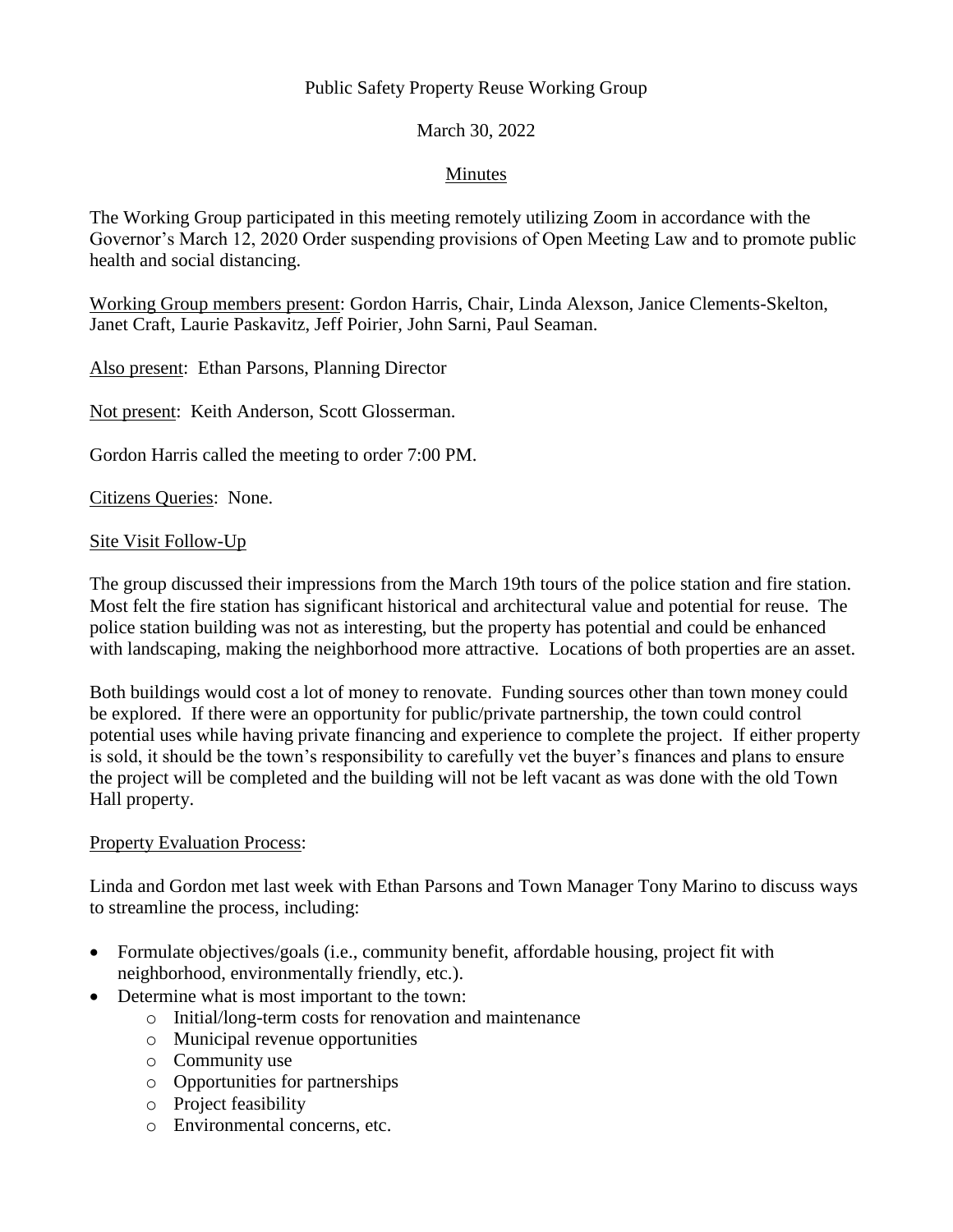Public Safety Property Reuse Working Group

March 30, 2022

Minutes

The Working Group participated in this meeting remotely utilizing Zoom in accordance with the Governor's March 12, 2020 Order suspending provisions of Open Meeting Law and to promote public health and social distancing.

Working Group members present: Gordon Harris, Chair, Linda Alexson, Janice Clements-Skelton, Janet Craft, Laurie Paskavitz, Jeff Poirier, John Sarni, Paul Seaman.

Also present: Ethan Parsons, Planning Director

Not present: Keith Anderson, Scott Glosserman.

Gordon Harris called the meeting to order 7:00 PM.

Citizens Queries: None.

Site Visit Follow-Up

The group discussed their impressions from the March 19th tours of the police station and fire station. Most felt the fire station has significant historical and architectural value and potential for reuse. The police station building was not as interesting, but the property has potential and could be enhanced with landscaping, making the neighborhood more attractive. Locations of both properties are an asset.

Both buildings would cost a lot of money to renovate. Funding sources other than town money could be explored. If there were an opportunity for public/private partnership, the town could control potential uses while having private financing and experience to complete the project. If either property is sold, it should be the town's responsibility to carefully vet the buyer's finances and plans to ensure the project will be completed and the building will not be left vacant as was done with the old Town Hall property.

Property Evaluation Process:

Linda and Gordon met last week with Ethan Parsons and Town Manager Tony Marino to discuss ways to streamline the process, including:

- Formulate objectives/goals (i.e., community benefit, affordable housing, project fit with neighborhood, environmentally friendly, etc.).
- Determine what is most important to the town:
    - Initial/long-term costs for renovation and maintenance
    - Municipal revenue opportunities
    - Community use
    - Opportunities for partnerships
    - Project feasibility
    - Environmental concerns, etc.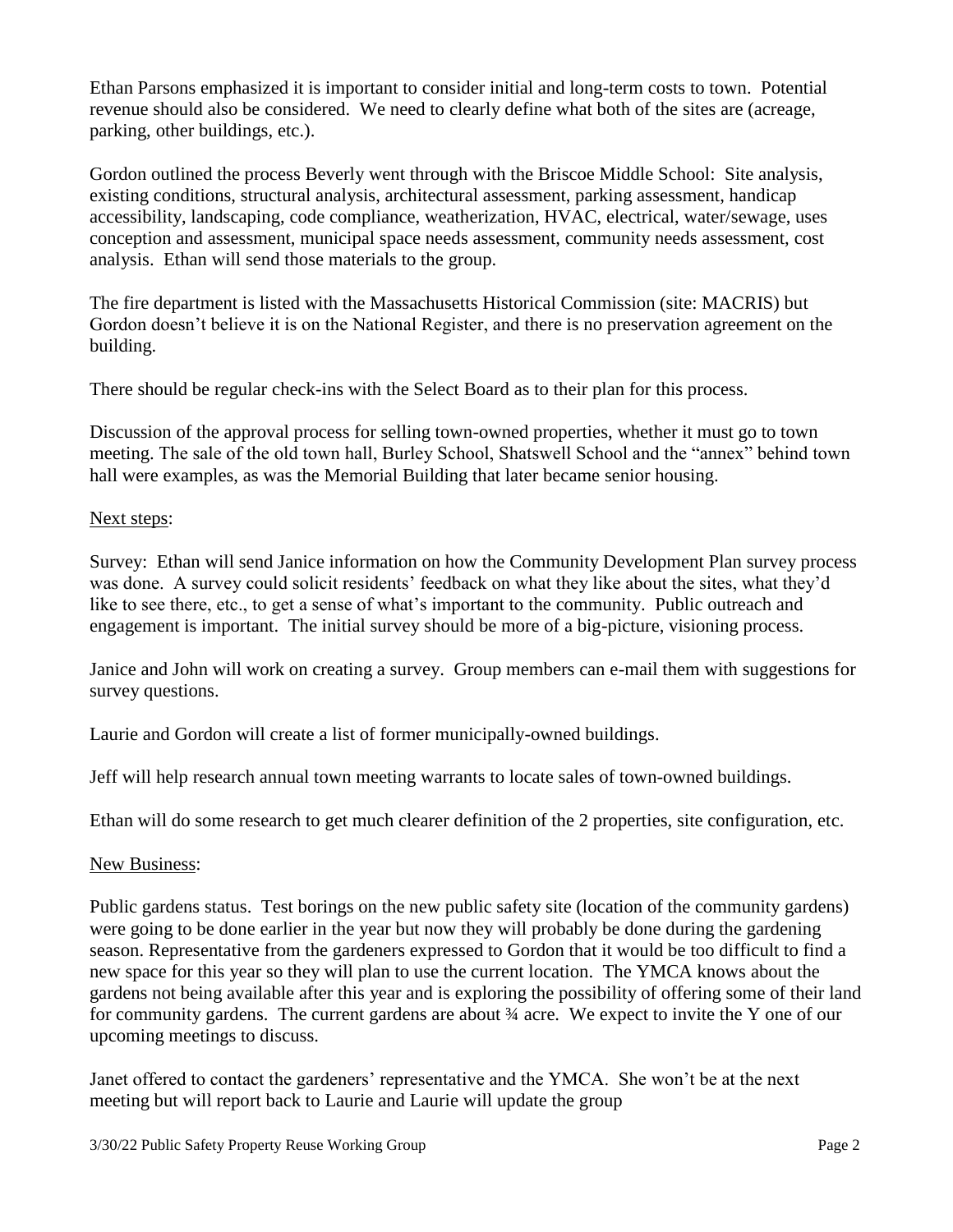Ethan Parsons emphasized it is important to consider initial and long-term costs to town. Potential revenue should also be considered. We need to clearly define what both of the sites are (acreage, parking, other buildings, etc.).

Gordon outlined the process Beverly went through with the Briscoe Middle School: Site analysis, existing conditions, structural analysis, architectural assessment, parking assessment, handicap accessibility, landscaping, code compliance, weatherization, HVAC, electrical, water/sewage, uses conception and assessment, municipal space needs assessment, community needs assessment, cost analysis. Ethan will send those materials to the group.

The fire department is listed with the Massachusetts Historical Commission (site: MACRIS) but Gordon doesn't believe it is on the National Register, and there is no preservation agreement on the building.

There should be regular check-ins with the Select Board as to their plan for this process.

Discussion of the approval process for selling town-owned properties, whether it must go to town meeting. The sale of the old town hall, Burley School, Shatswell School and the "annex" behind town hall were examples, as was the Memorial Building that later became senior housing.

Next steps:

Survey: Ethan will send Janice information on how the Community Development Plan survey process was done. A survey could solicit residents' feedback on what they like about the sites, what they'd like to see there, etc., to get a sense of what's important to the community. Public outreach and engagement is important. The initial survey should be more of a big-picture, visioning process.

Janice and John will work on creating a survey. Group members can e-mail them with suggestions for survey questions.

Laurie and Gordon will create a list of former municipally-owned buildings.

Jeff will help research annual town meeting warrants to locate sales of town-owned buildings.

Ethan will do some research to get much clearer definition of the 2 properties, site configuration, etc.

New Business:

Public gardens status. Test borings on the new public safety site (location of the community gardens) were going to be done earlier in the year but now they will probably be done during the gardening season. Representative from the gardeners expressed to Gordon that it would be too difficult to find a new space for this year so they will plan to use the current location. The YMCA knows about the gardens not being available after this year and is exploring the possibility of offering some of their land for community gardens. The current gardens are about ¾ acre. We expect to invite the Y one of our upcoming meetings to discuss.

Janet offered to contact the gardeners' representative and the YMCA. She won't be at the next meeting but will report back to Laurie and Laurie will update the group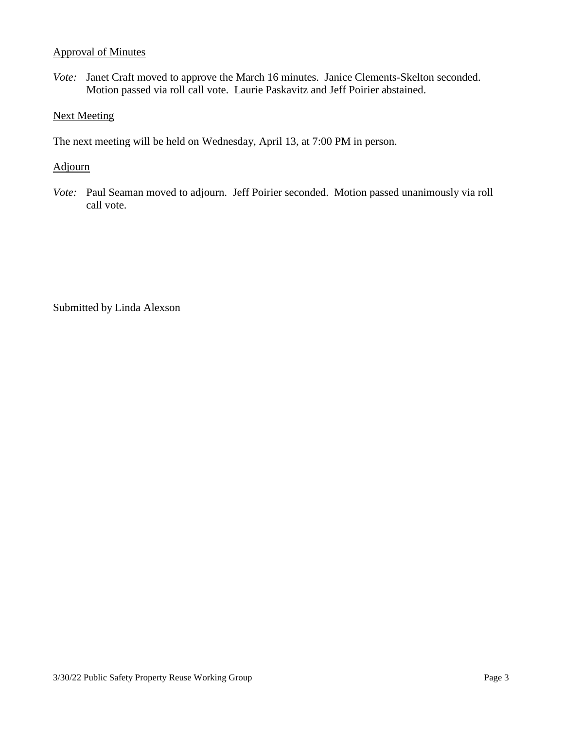Approval of Minutes

*Vote:* Janet Craft moved to approve the March 16 minutes. Janice Clements-Skelton seconded. Motion passed via roll call vote. Laurie Paskavitz and Jeff Poirier abstained.

Next Meeting

The next meeting will be held on Wednesday, April 13, at 7:00 PM in person.

Adjourn

*Vote:* Paul Seaman moved to adjourn. Jeff Poirier seconded. Motion passed unanimously via roll call vote.

Submitted by Linda Alexson